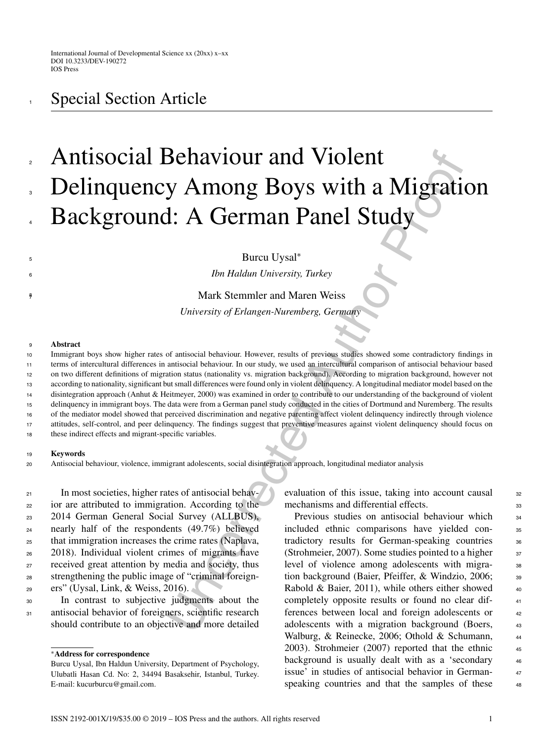Special Section Article

# Antisocial Behaviour and Violent Delinquency Among Boys with a Migration Background: A German Panel Study

Burcu Uysal*

*Ibn Haldun University, Turkey*

Mark Stemmler and Maren Weiss

*University of Erlangen-Nuremberg, Germany*

**Abstract**

Immigrant boys show higher rates of antisocial behaviour. However, results of previous studies showed some contradictory findings in terms of intercultural differences in antisocial behaviour. In our study, we used an intercultural comparison of antisocial behaviour based on two different definitions of migration status (nationality vs. migration background). According to migration background, however not according to nationality, significant but small differences were found only in violent delinquency. A longitudinal mediator model based on the disintegration approach (Anhut & Heitmeyer, 2000) was examined in order to contribute to our understanding of the background of violent delinquency in immigrant boys. The data were from a German panel study conducted in the cities of Dortmund and Nuremberg. The results of the mediator model showed that perceived discrimination and negative parenting affect violent delinquency indirectly through violence attitudes, self-control, and peer delinquency. The findings suggest that preventive measures against violent delinquency should focus on these indirect effects and migrant-specific variables.

**Keywords**

Antisocial behaviour, violence, immigrant adolescents, social disintegration approach, longitudinal mediator analysis

In most societies, higher rates of antisocial behavior are attributed to immigration. According to the 2014 German General Social Survey (ALLBUS), nearly half of the respondents (49.7%) believed that immigration increases the crime rates (Naplava, 2018). Individual violent crimes of migrants have received great attention by media and society, thus strengthening the public image of "criminal foreigners" (Uysal, Link, & Weiss, 2016).

In contrast to subjective judgments about the antisocial behavior of foreigners, scientific research should contribute to an objective and more detailed evaluation of this issue, taking into account causal mechanisms and differential effects.

Previous studies on antisocial behaviour which included ethnic comparisons have yielded contradictory results for German-speaking countries (Strohmeier, 2007). Some studies pointed to a higher level of violence among adolescents with migration background (Baier, Pfeiffer, & Windzio, 2006; Rabold & Baier, 2011), while others either showed completely opposite results or found no clear differences between local and foreign adolescents or adolescents with a migration background (Boers, Walburg, & Reinecke, 2006; Othold & Schumann, 2003). Strohmeier (2007) reported that the ethnic background is usually dealt with as a 'secondary issue' in studies of antisocial behavior in German-speaking countries and that the samples of these

*Address for correspondence
Burcu Uysal, Ibn Haldun University, Department of Psychology, Ulubatli Hasan Cd. No: 2, 34494 Basaksehir, Istanbul, Turkey. E-mail: kucurburcu@gmail.com.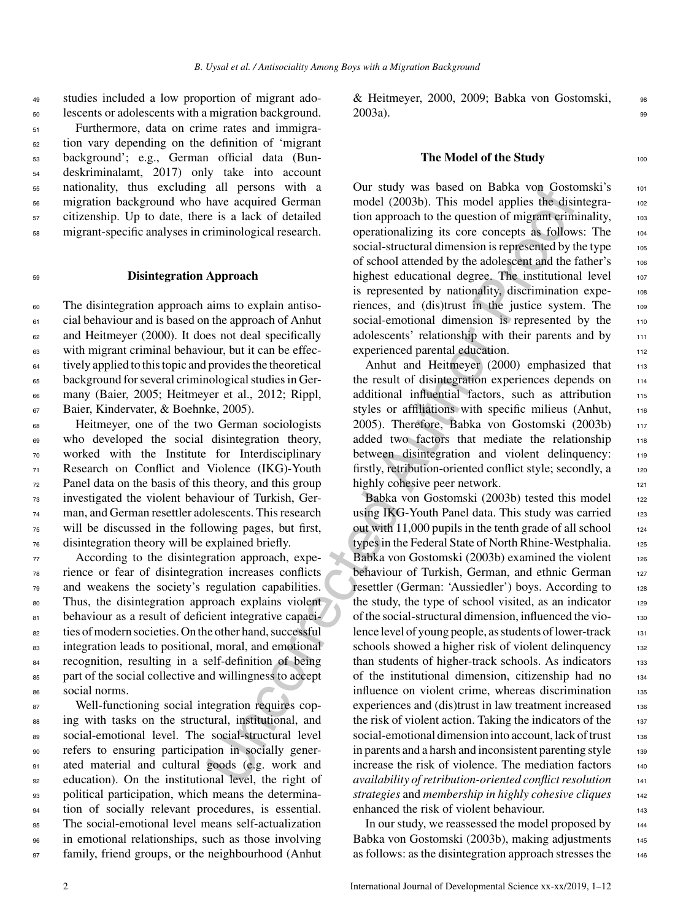studies included a low proportion of migrant adolescents or adolescents with a migration background.

Furthermore, data on crime rates and immigration vary depending on the definition of 'migrant background'; e.g., German official data (Bundeskriminalamt, 2017) only take into account nationality, thus excluding all persons with a migration background who have acquired German citizenship. Up to date, there is a lack of detailed migrant-specific analyses in criminological research.

## Disintegration Approach

The disintegration approach aims to explain antisocial behaviour and is based on the approach of Anhut and Heitmeyer (2000). It does not deal specifically with migrant criminal behaviour, but it can be effectively applied to this topic and provides the theoretical background for several criminological studies in Germany (Baier, 2005; Heitmeyer et al., 2012; Rippl, Baier, Kindervater, & Boehnke, 2005).

Heitmeyer, one of the two German sociologists who developed the social disintegration theory, worked with the Institute for Interdisciplinary Research on Conflict and Violence (IKG)-Youth Panel data on the basis of this theory, and this group investigated the violent behaviour of Turkish, German, and German resettler adolescents. This research will be discussed in the following pages, but first, disintegration theory will be explained briefly.

According to the disintegration approach, experience or fear of disintegration increases conflicts and weakens the society's regulation capabilities. Thus, the disintegration approach explains violent behaviour as a result of deficient integrative capacities of modern societies. On the other hand, successful integration leads to positional, moral, and emotional recognition, resulting in a self-definition of being part of the social collective and willingness to accept social norms.

Well-functioning social integration requires coping with tasks on the structural, institutional, and social-emotional level. The social-structural level refers to ensuring participation in socially generated material and cultural goods (e.g. work and education). On the institutional level, the right of political participation, which means the determination of socially relevant procedures, is essential. The social-emotional level means self-actualization in emotional relationships, such as those involving family, friend groups, or the neighbourhood (Anhut & Heitmeyer, 2000, 2009; Babka von Gostomski, 2003a).

## The Model of the Study

Our study was based on Babka von Gostomski's model (2003b). This model applies the disintegration approach to the question of migrant criminality, operationalizing its core concepts as follows: The social-structural dimension is represented by the type of school attended by the adolescent and the father's highest educational degree. The institutional level is represented by nationality, discrimination experiences, and (dis)trust in the justice system. The social-emotional dimension is represented by the adolescents' relationship with their parents and by experienced parental education.

Anhut and Heitmeyer (2000) emphasized that the result of disintegration experiences depends on additional influential factors, such as attribution styles or affiliations with specific milieus (Anhut, 2005). Therefore, Babka von Gostomski (2003b) added two factors that mediate the relationship between disintegration and violent delinquency: firstly, retribution-oriented conflict style; secondly, a highly cohesive peer network.

Babka von Gostomski (2003b) tested this model using IKG-Youth Panel data. This study was carried out with 11,000 pupils in the tenth grade of all school types in the Federal State of North Rhine-Westphalia. Babka von Gostomski (2003b) examined the violent behaviour of Turkish, German, and ethnic German resettler (German: 'Aussiedler') boys. According to the study, the type of school visited, as an indicator of the social-structural dimension, influenced the violence level of young people, as students of lower-track schools showed a higher risk of violent delinquency than students of higher-track schools. As indicators of the institutional dimension, citizenship had no influence on violent crime, whereas discrimination experiences and (dis)trust in law treatment increased the risk of violent action. Taking the indicators of the social-emotional dimension into account, lack of trust in parents and a harsh and inconsistent parenting style increase the risk of violence. The mediation factors *availability of retribution-oriented conflict resolution strategies* and *membership in highly cohesive cliques* enhanced the risk of violent behaviour.

In our study, we reassessed the model proposed by Babka von Gostomski (2003b), making adjustments as follows: as the disintegration approach stresses the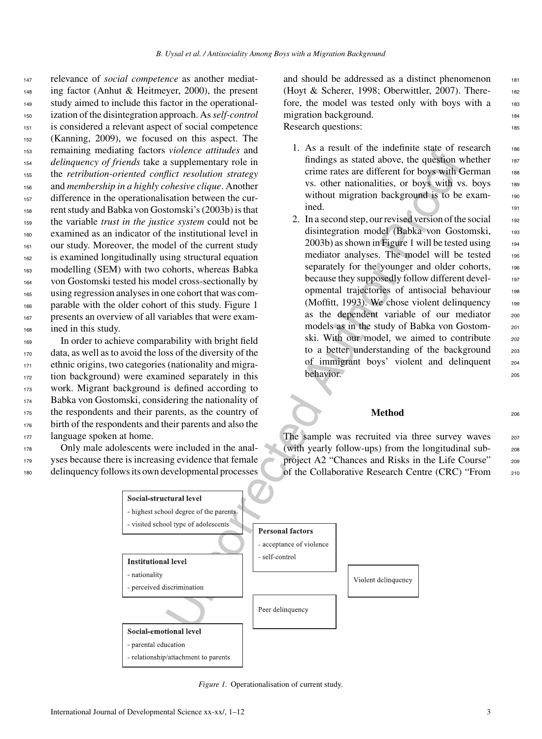relevance of *social competence* as another mediating factor (Anhut & Heitmeyer, 2000), the present study aimed to include this factor in the operationalization of the disintegration approach. As *self-control* is considered a relevant aspect of social competence (Kanning, 2009), we focused on this aspect. The remaining mediating factors *violence attitudes* and *delinquency of friends* take a supplementary role in the *retribution-oriented conflict resolution strategy* and *membership in a highly cohesive clique*. Another difference in the operationalisation between the current study and Babka von Gostomski's (2003b) is that the variable *trust in the justice system* could not be examined as an indicator of the institutional level in our study. Moreover, the model of the current study is examined longitudinally using structural equation modelling (SEM) with two cohorts, whereas Babka von Gostomski tested his model cross-sectionally by using regression analyses in one cohort that was comparable with the older cohort of this study. Figure 1 presents an overview of all variables that were examined in this study.

In order to achieve comparability with bright field data, as well as to avoid the loss of the diversity of the ethnic origins, two categories (nationality and migration background) were examined separately in this work. Migrant background is defined according to Babka von Gostomski, considering the nationality of the respondents and their parents, as the country of birth of the respondents and their parents and also the language spoken at home.

Only male adolescents were included in the analyses because there is increasing evidence that female delinquency follows its own developmental processes and should be addressed as a distinct phenomenon (Hoyt & Scherer, 1998; Oberwittler, 2007). Therefore, the model was tested only with boys with a migration background.

Research questions:

1. As a result of the indefinite state of research findings as stated above, the question whether crime rates are different for boys with German vs. other nationalities, or boys with vs. boys without migration background is to be examined.
2. In a second step, our revised version of the social disintegration model (Babka von Gostomski, 2003b) as shown in Figure 1 will be tested using mediator analyses. The model will be tested separately for the younger and older cohorts, because they supposedly follow different developmental trajectories of antisocial behaviour (Moffitt, 1993). We chose violent delinquency as the dependent variable of our mediator models as in the study of Babka von Gostomski. With our model, we aimed to contribute to a better understanding of the background of immigrant boys' violent and delinquent behavior.

## Method

The sample was recruited via three survey waves (with yearly follow-ups) from the longitudinal subproject A2 "Chances and Risks in the Life Course" of the Collaborative Research Centre (CRC) "From

**Social-structural level**
- highest school degree of the parents
- visited school type of adolescents

**Institutional level**
- nationality
- perceived discrimination

**Social-emotional level**
- parental education
- relationship/attachment to parents

**Personal factors**
- acceptance of violence
- self-control

Peer delinquency

Violent delinquency

*Figure 1.* Operationalisation of current study.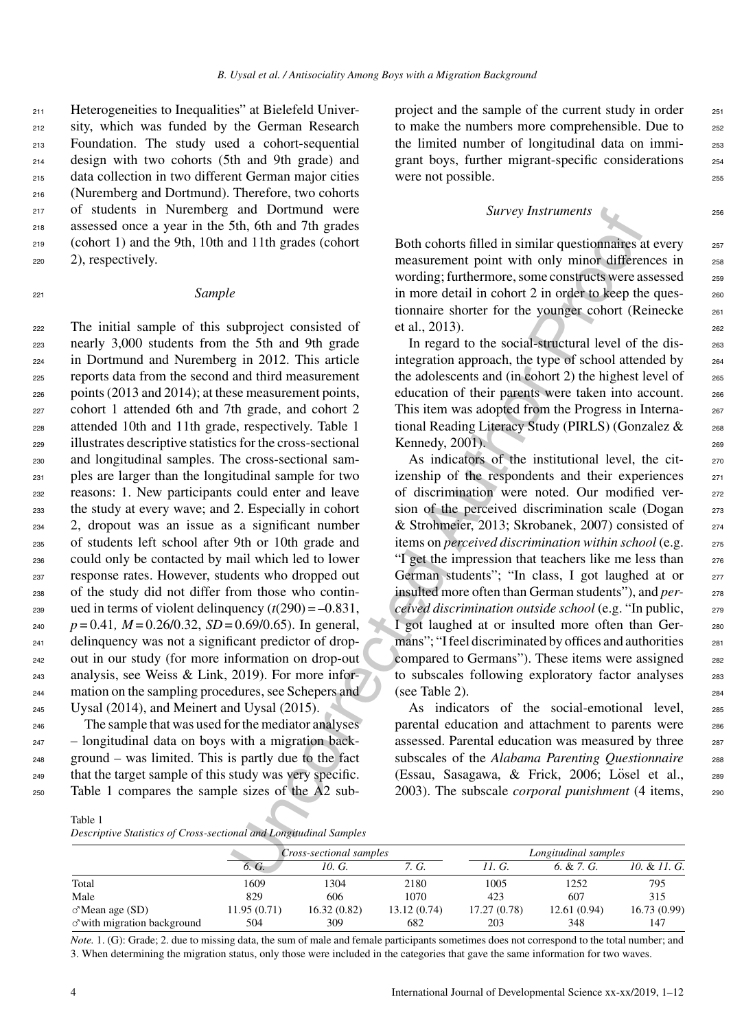Heterogeneities to Inequalities" at Bielefeld University, which was funded by the German Research Foundation. The study used a cohort-sequential design with two cohorts (5th and 9th grade) and data collection in two different German major cities (Nuremberg and Dortmund). Therefore, two cohorts of students in Nuremberg and Dortmund were assessed once a year in the 5th, 6th and 7th grades (cohort 1) and the 9th, 10th and 11th grades (cohort 2), respectively.

### *Sample*

The initial sample of this subproject consisted of nearly 3,000 students from the 5th and 9th grade in Dortmund and Nuremberg in 2012. This article reports data from the second and third measurement points (2013 and 2014); at these measurement points, cohort 1 attended 6th and 7th grade, and cohort 2 attended 10th and 11th grade, respectively. Table 1 illustrates descriptive statistics for the cross-sectional and longitudinal samples. The cross-sectional samples are larger than the longitudinal sample for two reasons: 1. New participants could enter and leave the study at every wave; and 2. Especially in cohort 2, dropout was an issue as a significant number of students left school after 9th or 10th grade and could only be contacted by mail which led to lower response rates. However, students who dropped out of the study did not differ from those who continued in terms of violent delinquency ($t(290) = -0.831$, $p = 0.41$, $M = 0.26/0.32$, $SD = 0.69/0.65$). In general, delinquency was not a significant predictor of dropout in our study (for more information on drop-out analysis, see Weiss & Link, 2019). For more information on the sampling procedures, see Schepers and Uysal (2014), and Meinert and Uysal (2015).

The sample that was used for the mediator analyses – longitudinal data on boys with a migration background – was limited. This is partly due to the fact that the target sample of this study was very specific. Table 1 compares the sample sizes of the A2 subproject and the sample of the current study in order to make the numbers more comprehensible. Due to the limited number of longitudinal data on immigrant boys, further migrant-specific considerations were not possible.

### *Survey Instruments*

Both cohorts filled in similar questionnaires at every measurement point with only minor differences in wording; furthermore, some constructs were assessed in more detail in cohort 2 in order to keep the questionnaire shorter for the younger cohort (Reinecke et al., 2013).

In regard to the social-structural level of the disintegration approach, the type of school attended by the adolescents and (in cohort 2) the highest level of education of their parents were taken into account. This item was adopted from the Progress in International Reading Literacy Study (PIRLS) (Gonzalez & Kennedy, 2001).

As indicators of the institutional level, the citizenship of the respondents and their experiences of discrimination were noted. Our modified version of the perceived discrimination scale (Dogan & Strohmeier, 2013; Skrobanek, 2007) consisted of items on *perceived discrimination within school* (e.g. "I get the impression that teachers like me less than German students"; "In class, I got laughed at or insulted more often than German students"), and *perceived discrimination outside school* (e.g. "In public, I got laughed at or insulted more often than Germans"; "I feel discriminated by offices and authorities compared to Germans"). These items were assigned to subscales following exploratory factor analyses (see Table 2).

As indicators of the social-emotional level, parental education and attachment to parents were assessed. Parental education was measured by three subscales of the *Alabama Parenting Questionnaire* (Essau, Sasagawa, & Frick, 2006; Lösel et al., 2003). The subscale *corporal punishment* (4 items,

Table 1
*Descriptive Statistics of Cross-sectional and Longitudinal Samples*

| | *Cross-sectional samples* | | | | *Longitudinal samples* | |
|---|---|---|---|---|---|---|
| | *6. G.* | *10. G.* | *7. G.* | *11. G.* | *6. & 7. G.* | *10. & 11. G.* |
| Total | 1609 | 1304 | 2180 | 1005 | 1252 | 795 |
| Male | 829 | 606 | 1070 | 423 | 607 | 315 |
| ♂Mean age (SD) | 11.95 (0.71) | 16.32 (0.82) | 13.12 (0.74) | 17.27 (0.78) | 12.61 (0.94) | 16.73 (0.99) |
| ♂with migration background | 504 | 309 | 682 | 203 | 348 | 147 |

*Note.* 1. (G): Grade; 2. due to missing data, the sum of male and female participants sometimes does not correspond to the total number; and 3. When determining the migration status, only those were included in the categories that gave the same information for two waves.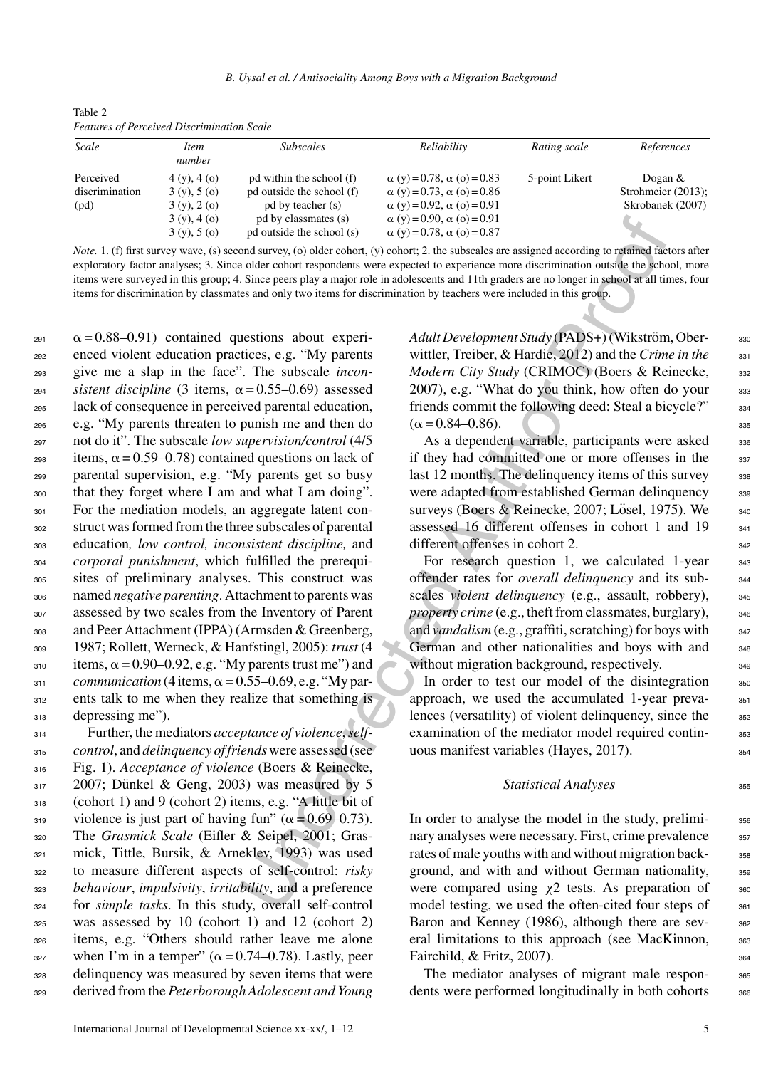Table 2
*Features of Perceived Discrimination Scale*

| *Scale* | *Item number* | *Subscales* | *Reliability* | *Rating scale* | *References* |
|---|---|---|---|---|---|
| Perceived discrimination (pd) | 4 (y), 4 (o) | pd within the school (f) | $\alpha$ (y) = 0.78, $\alpha$ (o) = 0.83 | 5-point Likert | Dogan & Strohmeier (2013); Skrobanek (2007) |
| | 3 (y), 5 (o) | pd outside the school (f) | $\alpha$ (y) = 0.73, $\alpha$ (o) = 0.86 | | |
| | 3 (y), 2 (o) | pd by teacher (s) | $\alpha$ (y) = 0.92, $\alpha$ (o) = 0.91 | | |
| | 3 (y), 4 (o) | pd by classmates (s) | $\alpha$ (y) = 0.90, $\alpha$ (o) = 0.91 | | |
| | 3 (y), 5 (o) | pd outside the school (s) | $\alpha$ (y) = 0.78, $\alpha$ (o) = 0.87 | | |

*Note.* 1. (f) first survey wave, (s) second survey, (o) older cohort, (y) cohort; 2. the subscales are assigned according to retained factors after exploratory factor analyses; 3. Since older cohort respondents were expected to experience more discrimination outside the school, more items were surveyed in this group; 4. Since peers play a major role in adolescents and 11th graders are no longer in school at all times, four items for discrimination by classmates and only two items for discrimination by teachers were included in this group.

$\alpha$ = 0.88–0.91) contained questions about experienced violent education practices, e.g. "My parents give me a slap in the face". The subscale *inconsistent discipline* (3 items, $\alpha$ = 0.55–0.69) assessed lack of consequence in perceived parental education, e.g. "My parents threaten to punish me and then do not do it". The subscale *low supervision/control* (4/5 items, $\alpha$ = 0.59–0.78) contained questions on lack of parental supervision, e.g. "My parents get so busy that they forget where I am and what I am doing". For the mediation models, an aggregate latent construct was formed from the three subscales of parental education*, low control, inconsistent discipline,* and *corporal punishment*, which fulfilled the prerequisites of preliminary analyses. This construct was named *negative parenting*. Attachment to parents was assessed by two scales from the Inventory of Parent and Peer Attachment (IPPA) (Armsden & Greenberg, 1987; Rollett, Werneck, & Hanfstingl, 2005): *trust* (4 items, $\alpha$ = 0.90–0.92, e.g. "My parents trust me") and *communication* (4 items, $\alpha$ = 0.55–0.69, e.g. "My parents talk to me when they realize that something is depressing me").

Further, the mediators *acceptance of violence*, *self-control*, and *delinquency of friends* were assessed (see Fig. 1). *Acceptance of violence* (Boers & Reinecke, 2007; Dünkel & Geng, 2003) was measured by 5 (cohort 1) and 9 (cohort 2) items, e.g. "A little bit of violence is just part of having fun" ($\alpha$ = 0.69–0.73). The *Grasmick Scale* (Eifler & Seipel, 2001; Grasmick, Tittle, Bursik, & Arneklev, 1993) was used to measure different aspects of self-control: *risky behaviour*, *impulsivity*, *irritability*, and a preference for *simple tasks*. In this study, overall self-control was assessed by 10 (cohort 1) and 12 (cohort 2) items, e.g. "Others should rather leave me alone when I'm in a temper" ($\alpha$ = 0.74–0.78). Lastly, peer delinquency was measured by seven items that were derived from the *Peterborough Adolescent and Young Adult Development Study* (PADS+) (Wikström, Oberwittler, Treiber, & Hardie, 2012) and the *Crime in the Modern City Study* (CRIMOC) (Boers & Reinecke, 2007), e.g. "What do you think, how often do your friends commit the following deed: Steal a bicycle?" ($\alpha$ = 0.84–0.86).

As a dependent variable, participants were asked if they had committed one or more offenses in the last 12 months. The delinquency items of this survey were adapted from established German delinquency surveys (Boers & Reinecke, 2007; Lösel, 1975). We assessed 16 different offenses in cohort 1 and 19 different offenses in cohort 2.

For research question 1, we calculated 1-year offender rates for *overall delinquency* and its subscales *violent delinquency* (e.g., assault, robbery), *property crime* (e.g., theft from classmates, burglary), and *vandalism* (e.g., graffiti, scratching) for boys with German and other nationalities and boys with and without migration background, respectively.

In order to test our model of the disintegration approach, we used the accumulated 1-year prevalences (versatility) of violent delinquency, since the examination of the mediator model required continuous manifest variables (Hayes, 2017).

### *Statistical Analyses*

In order to analyse the model in the study, preliminary analyses were necessary. First, crime prevalence rates of male youths with and without migration background, and with and without German nationality, were compared using $\chi 2$ tests. As preparation of model testing, we used the often-cited four steps of Baron and Kenney (1986), although there are several limitations to this approach (see MacKinnon, Fairchild, & Fritz, 2007).

The mediator analyses of migrant male respondents were performed longitudinally in both cohorts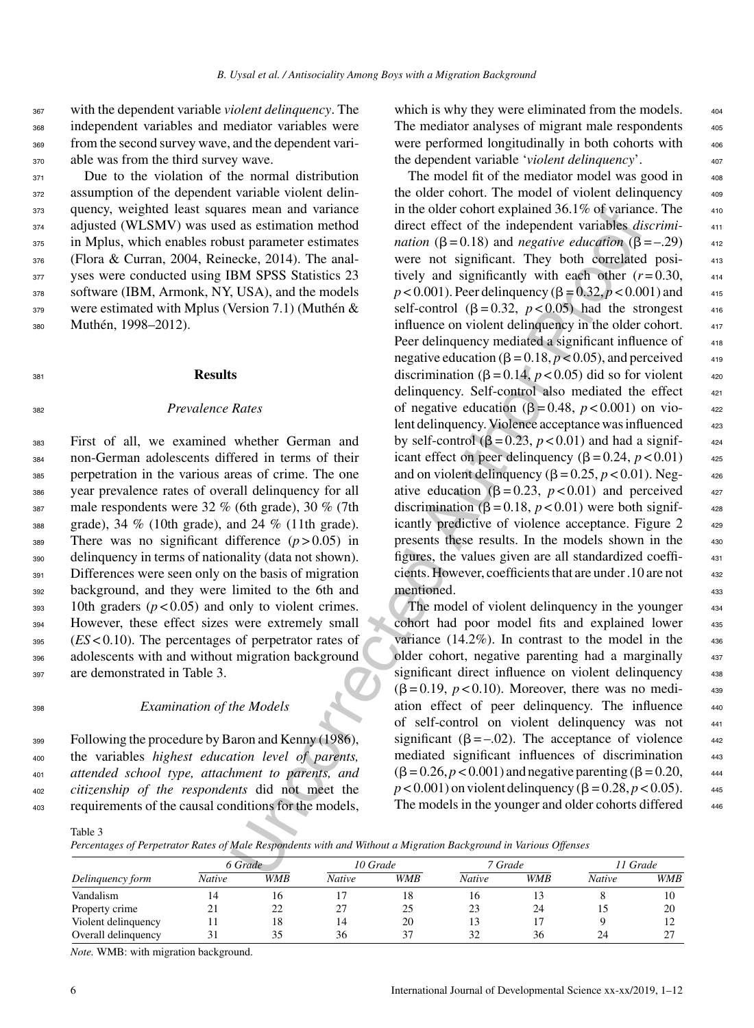with the dependent variable *violent delinquency*. The independent variables and mediator variables were from the second survey wave, and the dependent variable was from the third survey wave.

Due to the violation of the normal distribution assumption of the dependent variable violent delinquency, weighted least squares mean and variance adjusted (WLSMV) was used as estimation method in Mplus, which enables robust parameter estimates (Flora & Curran, 2004, Reinecke, 2014). The analyses were conducted using IBM SPSS Statistics 23 software (IBM, Armonk, NY, USA), and the models were estimated with Mplus (Version 7.1) (Muthén & Muthén, 1998–2012).

## Results

### Prevalence Rates

First of all, we examined whether German and non-German adolescents differed in terms of their perpetration in the various areas of crime. The one year prevalence rates of overall delinquency for all male respondents were 32 % (6th grade), 30 % (7th grade), 34 % (10th grade), and 24 % (11th grade). There was no significant difference ($p > 0.05$) in delinquency in terms of nationality (data not shown). Differences were seen only on the basis of migration background, and they were limited to the 6th and 10th graders ($p < 0.05$) and only to violent crimes. However, these effect sizes were extremely small ($ES < 0.10$). The percentages of perpetrator rates of adolescents with and without migration background are demonstrated in Table 3.

### Examination of the Models

Following the procedure by Baron and Kenny (1986), the variables *highest education level of parents, attended school type, attachment to parents, and citizenship of the respondents* did not meet the requirements of the causal conditions for the models, which is why they were eliminated from the models. The mediator analyses of migrant male respondents were performed longitudinally in both cohorts with the dependent variable '*violent delinquency*'.

The model fit of the mediator model was good in the older cohort. The model of violent delinquency in the older cohort explained 36.1% of variance. The direct effect of the independent variables *discrimination* ($\beta = 0.18$) and *negative education* ($\beta = -.29$) were not significant. They both correlated positively and significantly with each other ($r = 0.30$, $p < 0.001$). Peer delinquency ($\beta = 0.32, p < 0.001$) and self-control ($\beta = 0.32$, $p < 0.05$) had the strongest influence on violent delinquency in the older cohort. Peer delinquency mediated a significant influence of negative education ($\beta = 0.18, p < 0.05$), and perceived discrimination ($\beta = 0.14$, $p < 0.05$) did so for violent delinquency. Self-control also mediated the effect of negative education ($\beta = 0.48$, $p < 0.001$) on violent delinquency. Violence acceptance was influenced by self-control ($\beta = 0.23$, $p < 0.01$) and had a significant effect on peer delinquency ($\beta = 0.24$, $p < 0.01$) and on violent delinquency ($\beta = 0.25, p < 0.01$). Negative education ($\beta = 0.23$, $p < 0.01$) and perceived discrimination ($\beta = 0.18$, $p < 0.01$) were both significantly predictive of violence acceptance. Figure 2 presents these results. In the models shown in the figures, the values given are all standardized coefficients. However, coefficients that are under .10 are not mentioned.

The model of violent delinquency in the younger cohort had poor model fits and explained lower variance (14.2%). In contrast to the model in the older cohort, negative parenting had a marginally significant direct influence on violent delinquency ($\beta = 0.19$, $p < 0.10$). Moreover, there was no mediation effect of peer delinquency. The influence of self-control on violent delinquency was not significant ($\beta = -.02$). The acceptance of violence mediated significant influences of discrimination ($\beta = 0.26, p < 0.001$) and negative parenting ($\beta = 0.20$, $p < 0.001$) on violent delinquency ($\beta = 0.28, p < 0.05$). The models in the younger and older cohorts differed

Table 3

*Percentages of Perpetrator Rates of Male Respondents with and Without a Migration Background in Various Offenses*

| | *6 Grade* | | *10 Grade* | | *7 Grade* | | *11 Grade* | |
|---|---|---|---|---|---|---|---|---|
| *Delinquency form* | *Native* | *WMB* | *Native* | *WMB* | *Native* | *WMB* | *Native* | *WMB* |
| Vandalism | 14 | 16 | 17 | 18 | 16 | 13 | 8 | 10 |
| Property crime | 21 | 22 | 27 | 25 | 23 | 24 | 15 | 20 |
| Violent delinquency | 11 | 18 | 14 | 20 | 13 | 17 | 9 | 12 |
| Overall delinquency | 31 | 35 | 36 | 37 | 32 | 36 | 24 | 27 |

*Note.* WMB: with migration background.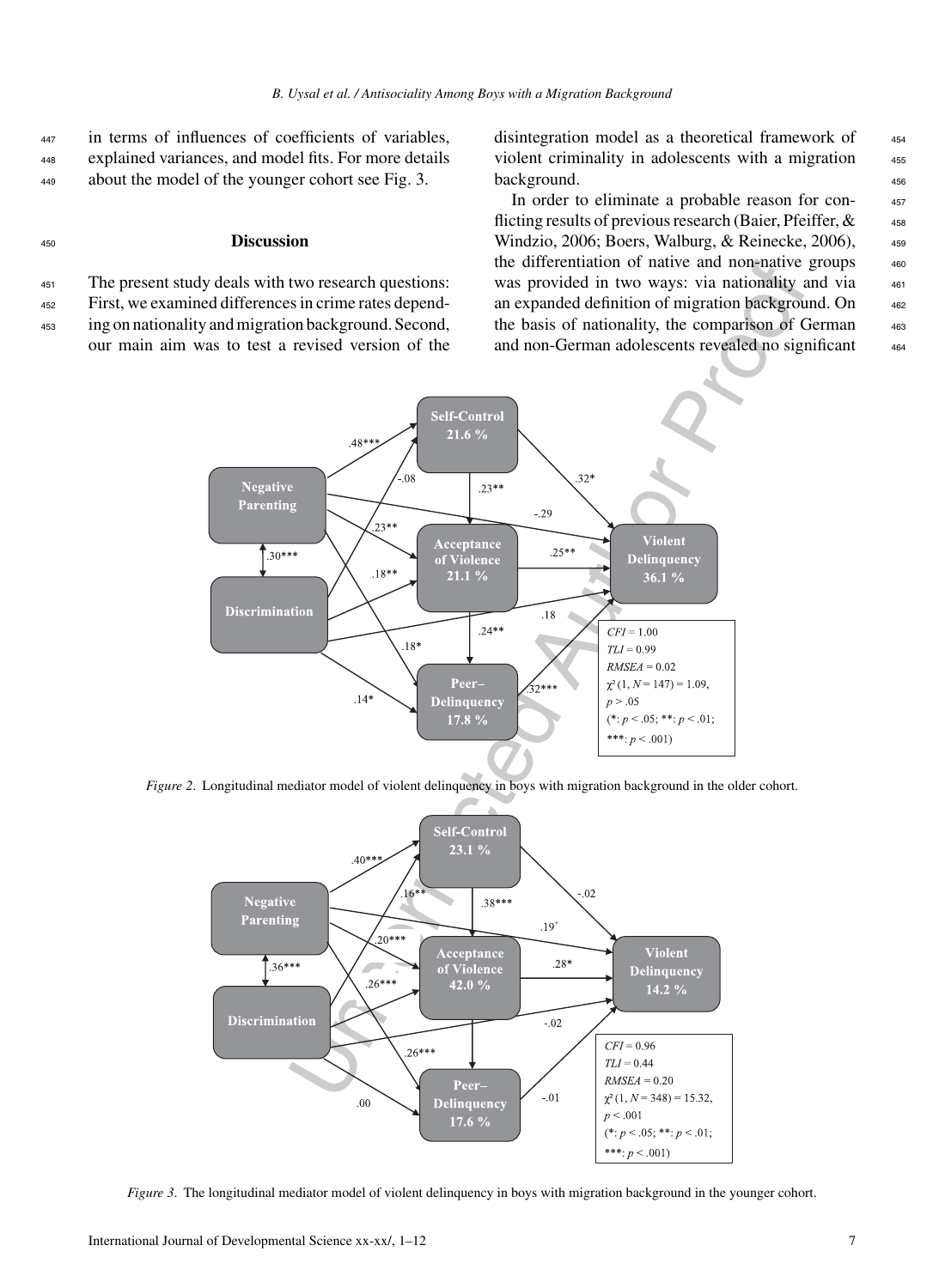in terms of influences of coefficients of variables, explained variances, and model fits. For more details about the model of the younger cohort see Fig. 3.

## Discussion

The present study deals with two research questions: First, we examined differences in crime rates depending on nationality and migration background. Second, our main aim was to test a revised version of the disintegration model as a theoretical framework of violent criminality in adolescents with a migration background.

In order to eliminate a probable reason for conflicting results of previous research (Baier, Pfeiffer, & Windzio, 2006; Boers, Walburg, & Reinecke, 2006), the differentiation of native and non-native groups was provided in two ways: via nationality and via an expanded definition of migration background. On the basis of nationality, the comparison of German and non-German adolescents revealed no significant

*Figure 2*. Longitudinal mediator model of violent delinquency in boys with migration background in the older cohort.

*Figure 3*. The longitudinal mediator model of violent delinquency in boys with migration background in the younger cohort.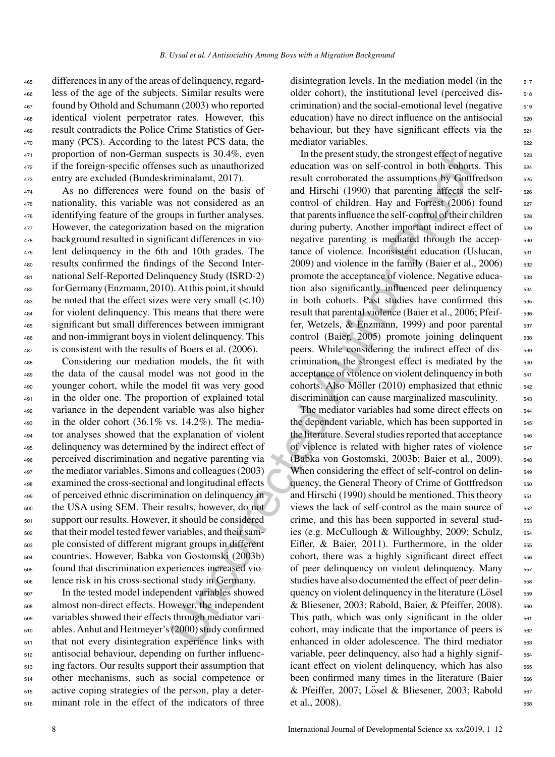differences in any of the areas of delinquency, regardless of the age of the subjects. Similar results were found by Othold and Schumann (2003) who reported identical violent perpetrator rates. However, this result contradicts the Police Crime Statistics of Germany (PCS). According to the latest PCS data, the proportion of non-German suspects is 30.4%, even if the foreign-specific offenses such as unauthorized entry are excluded (Bundeskriminalamt, 2017).

As no differences were found on the basis of nationality, this variable was not considered as an identifying feature of the groups in further analyses. However, the categorization based on the migration background resulted in significant differences in violent delinquency in the 6th and 10th grades. The results confirmed the findings of the Second International Self-Reported Delinquency Study (ISRD-2) for Germany (Enzmann, 2010). At this point, it should be noted that the effect sizes were very small ($<.10$) for violent delinquency. This means that there were significant but small differences between immigrant and non-immigrant boys in violent delinquency. This is consistent with the results of Boers et al. (2006).

Considering our mediation models, the fit with the data of the causal model was not good in the younger cohort, while the model fit was very good in the older one. The proportion of explained total variance in the dependent variable was also higher in the older cohort (36.1% vs. 14.2%). The mediator analyses showed that the explanation of violent delinquency was determined by the indirect effect of perceived discrimination and negative parenting via the mediator variables. Simons and colleagues (2003) examined the cross-sectional and longitudinal effects of perceived ethnic discrimination on delinquency in the USA using SEM. Their results, however, do not support our results. However, it should be considered that their model tested fewer variables, and their sample consisted of different migrant groups in different countries. However, Babka von Gostomski (2003b) found that discrimination experiences increased violence risk in his cross-sectional study in Germany.

In the tested model independent variables showed almost non-direct effects. However, the independent variables showed their effects through mediator variables. Anhut and Heitmeyer's (2000) study confirmed that not every disintegration experience links with antisocial behaviour, depending on further influencing factors. Our results support their assumption that other mechanisms, such as social competence or active coping strategies of the person, play a determinant role in the effect of the indicators of three disintegration levels. In the mediation model (in the older cohort), the institutional level (perceived discrimination) and the social-emotional level (negative education) have no direct influence on the antisocial behaviour, but they have significant effects via the mediator variables.

In the present study, the strongest effect of negative education was on self-control in both cohorts. This result corroborated the assumptions by Gottfredson and Hirschi (1990) that parenting affects the self-control of children. Hay and Forrest (2006) found that parents influence the self-control of their children during puberty. Another important indirect effect of negative parenting is mediated through the acceptance of violence. Inconsistent education (Uslucan, 2009) and violence in the family (Baier et al., 2006) promote the acceptance of violence. Negative education also significantly influenced peer delinquency in both cohorts. Past studies have confirmed this result that parental violence (Baier et al., 2006; Pfeiffer, Wetzels, & Enzmann, 1999) and poor parental control (Baier, 2005) promote joining delinquent peers. While considering the indirect effect of discrimination, the strongest effect is mediated by the acceptance of violence on violent delinquency in both cohorts. Also Möller (2010) emphasized that ethnic discrimination can cause marginalized masculinity.

The mediator variables had some direct effects on the dependent variable, which has been supported in the literature. Several studies reported that acceptance of violence is related with higher rates of violence (Babka von Gostomski, 2003b; Baier et al., 2009). When considering the effect of self-control on delinquency, the General Theory of Crime of Gottfredson and Hirschi (1990) should be mentioned. This theory views the lack of self-control as the main source of crime, and this has been supported in several studies (e.g. McCullough & Willoughby, 2009; Schulz, Eifler, & Baier, 2011). Furthermore, in the older cohort, there was a highly significant direct effect of peer delinquency on violent delinquency. Many studies have also documented the effect of peer delinquency on violent delinquency in the literature (Lösel & Bliesener, 2003; Rabold, Baier, & Pfeiffer, 2008). This path, which was only significant in the older cohort, may indicate that the importance of peers is enhanced in older adolescence. The third mediator variable, peer delinquency, also had a highly significant effect on violent delinquency, which has also been confirmed many times in the literature (Baier & Pfeiffer, 2007; Lösel & Bliesener, 2003; Rabold et al., 2008).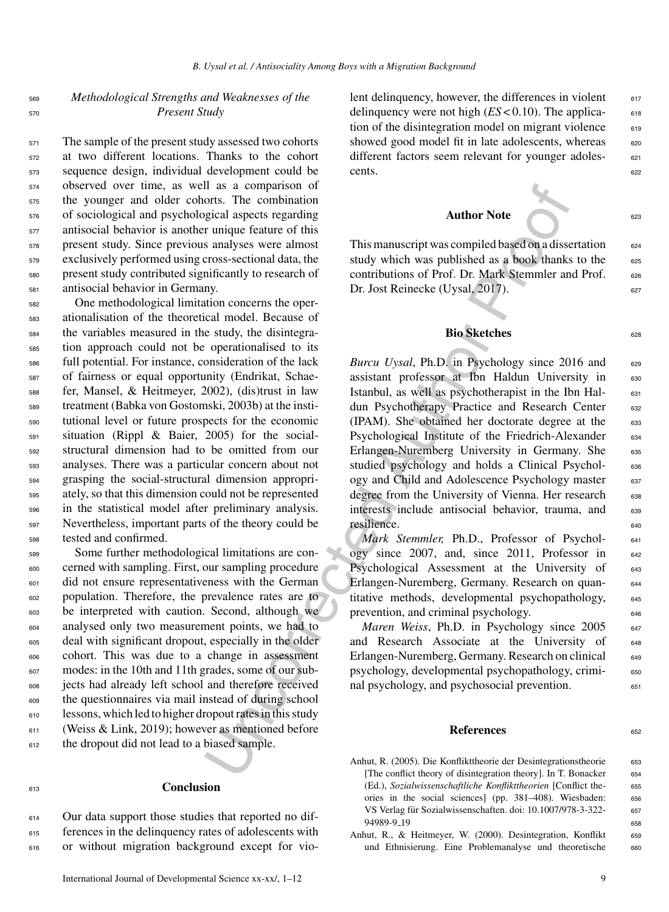### Methodological Strengths and Weaknesses of the Present Study

The sample of the present study assessed two cohorts at two different locations. Thanks to the cohort sequence design, individual development could be observed over time, as well as a comparison of the younger and older cohorts. The combination of sociological and psychological aspects regarding antisocial behavior is another unique feature of this present study. Since previous analyses were almost exclusively performed using cross-sectional data, the present study contributed significantly to research of antisocial behavior in Germany.

One methodological limitation concerns the operationalisation of the theoretical model. Because of the variables measured in the study, the disintegration approach could not be operationalised to its full potential. For instance, consideration of the lack of fairness or equal opportunity (Endrikat, Schaefer, Mansel, & Heitmeyer, 2002), (dis)trust in law treatment (Babka von Gostomski, 2003b) at the institutional level or future prospects for the economic situation (Rippl & Baier, 2005) for the social-structural dimension had to be omitted from our analyses. There was a particular concern about not grasping the social-structural dimension appropriately, so that this dimension could not be represented in the statistical model after preliminary analysis. Nevertheless, important parts of the theory could be tested and confirmed.

Some further methodological limitations are concerned with sampling. First, our sampling procedure did not ensure representativeness with the German population. Therefore, the prevalence rates are to be interpreted with caution. Second, although we analysed only two measurement points, we had to deal with significant dropout, especially in the older cohort. This was due to a change in assessment modes: in the 10th and 11th grades, some of our subjects had already left school and therefore received the questionnaires via mail instead of during school lessons, which led to higher dropout rates in this study (Weiss & Link, 2019); however as mentioned before the dropout did not lead to a biased sample.

## Conclusion

Our data support those studies that reported no differences in the delinquency rates of adolescents with or without migration background except for violent delinquency, however, the differences in violent delinquency were not high ($ES < 0.10$). The application of the disintegration model on migrant violence showed good model fit in late adolescents, whereas different factors seem relevant for younger adolescents.

## Author Note

This manuscript was compiled based on a dissertation study which was published as a book thanks to the contributions of Prof. Dr. Mark Stemmler and Prof. Dr. Jost Reinecke (Uysal, 2017).

## Bio Sketches

*Burcu Uysal*, Ph.D. in Psychology since 2016 and assistant professor at Ibn Haldun University in Istanbul, as well as psychotherapist in the Ibn Haldun Psychotherapy Practice and Research Center (IPAM). She obtained her doctorate degree at the Psychological Institute of the Friedrich-Alexander Erlangen-Nuremberg University in Germany. She studied psychology and holds a Clinical Psychology and Child and Adolescence Psychology master degree from the University of Vienna. Her research interests include antisocial behavior, trauma, and resilience.

*Mark Stemmler,* Ph.D., Professor of Psychology since 2007, and, since 2011, Professor in Psychological Assessment at the University of Erlangen-Nuremberg, Germany. Research on quantitative methods, developmental psychopathology, prevention, and criminal psychology.

*Maren Weiss*, Ph.D. in Psychology since 2005 and Research Associate at the University of Erlangen-Nuremberg, Germany. Research on clinical psychology, developmental psychopathology, criminal psychology, and psychosocial prevention.

## References

Anhut, R. (2005). Die Konflikttheorie der Desintegrationstheorie [The conflict theory of disintegration theory]. In T. Bonacker (Ed.), *Sozialwissenschaftliche Konflikttheorien* [Conflict theories in the social sciences] (pp. 381–408). Wiesbaden: VS Verlag für Sozialwissenschaften. doi: 10.1007/978-3-322-94989-9_19

Anhut, R., & Heitmeyer, W. (2000). Desintegration, Konflikt und Ethnisierung. Eine Problemanalyse und theoretische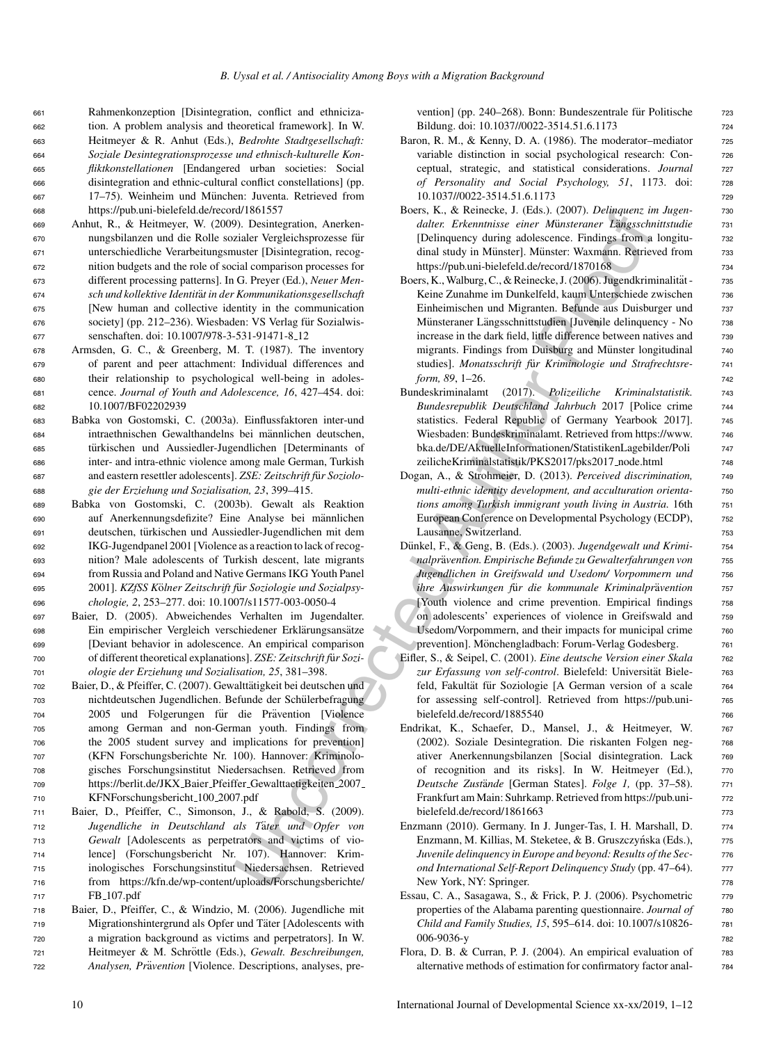Rahmenkonzeption [Disintegration, conflict and ethnicization. A problem analysis and theoretical framework]. In W. Heitmeyer & R. Anhut (Eds.), *Bedrohte Stadtgesellschaft: Soziale Desintegrationsprozesse und ethnisch-kulturelle Konfliktkonstellationen* [Endangered urban societies: Social disintegration and ethnic-cultural conflict constellations] (pp. 17–75). Weinheim und München: Juventa. Retrieved from https://pub.uni-bielefeld.de/record/1861557

Anhut, R., & Heitmeyer, W. (2009). Desintegration, Anerkennungsbilanzen und die Rolle sozialer Vergleichsprozesse für unterschiedliche Verarbeitungsmuster [Disintegration, recognition budgets and the role of social comparison processes for different processing patterns]. In G. Preyer (Ed.), *Neuer Mensch und kollektive Identität in der Kommunikationsgesellschaft* [New human and collective identity in the communication society] (pp. 212–236). Wiesbaden: VS Verlag für Sozialwissenschaften. doi: 10.1007/978-3-531-91471-8_12

Armsden, G. C., & Greenberg, M. T. (1987). The inventory of parent and peer attachment: Individual differences and their relationship to psychological well-being in adolescence. *Journal of Youth and Adolescence, 16*, 427–454. doi: 10.1007/BF02202939

Babka von Gostomski, C. (2003a). Einflussfaktoren inter-und intraethnischen Gewalthandelns bei männlichen deutschen, türkischen und Aussiedler-Jugendlichen [Determinants of inter- and intra-ethnic violence among male German, Turkish and eastern resettler adolescents]. *ZSE: Zeitschrift für Soziologie der Erziehung und Sozialisation, 23*, 399–415.

Babka von Gostomski, C. (2003b). Gewalt als Reaktion auf Anerkennungsdefizite? Eine Analyse bei männlichen deutschen, türkischen und Aussiedler-Jugendlichen mit dem IKG-Jugendpanel 2001 [Violence as a reaction to lack of recognition? Male adolescents of Turkish descent, late migrants from Russia and Poland and Native Germans IKG Youth Panel 2001]. *KZfSS Kölner Zeitschrift für Soziologie und Sozialpsychologie, 2*, 253–277. doi: 10.1007/s11577-003-0050-4

Baier, D. (2005). Abweichendes Verhalten im Jugendalter. Ein empirischer Vergleich verschiedener Erklärungsansätze [Deviant behavior in adolescence. An empirical comparison of different theoretical explanations]. *ZSE: Zeitschrift für Soziologie der Erziehung und Sozialisation, 25*, 381–398.

Baier, D., & Pfeiffer, C. (2007). Gewalttätigkeit bei deutschen und nichtdeutschen Jugendlichen. Befunde der Schülerbefragung 2005 und Folgerungen für die Prävention [Violence among German and non-German youth. Findings from the 2005 student survey and implications for prevention] (KFN Forschungsberichte Nr. 100). Hannover: Kriminologisches Forschungsinstitut Niedersachsen. Retrieved from https://berlit.de/JKX_Baier_Pfeiffer_Gewalttaetigkeiten_2007_KFNForschungsbericht_100_2007.pdf

Baier, D., Pfeiffer, C., Simonson, J., & Rabold, S. (2009). *Jugendliche in Deutschland als Täter und Opfer von Gewalt* [Adolescents as perpetrators and victims of violence] (Forschungsbericht Nr. 107). Hannover: Kriminologisches Forschungsinstitut Niedersachsen. Retrieved from https://kfn.de/wp-content/uploads/Forschungsberichte/FB_107.pdf

Baier, D., Pfeiffer, C., & Windzio, M. (2006). Jugendliche mit Migrationshintergrund als Opfer und Täter [Adolescents with a migration background as victims and perpetrators]. In W. Heitmeyer & M. Schröttle (Eds.), *Gewalt. Beschreibungen, Analysen, Prävention* [Violence. Descriptions, analyses, prevention] (pp. 240–268). Bonn: Bundeszentrale für Politische Bildung. doi: 10.1037//0022-3514.51.6.1173

Baron, R. M., & Kenny, D. A. (1986). The moderator–mediator variable distinction in social psychological research: Conceptual, strategic, and statistical considerations. *Journal of Personality and Social Psychology, 51*, 1173. doi: 10.1037//0022-3514.51.6.1173

Boers, K., & Reinecke, J. (Eds.). (2007). *Delinquenz im Jugendalter. Erkenntnisse einer Münsteraner Längsschnittstudie* [Delinquency during adolescence. Findings from a longitudinal study in Münster]. Münster: Waxmann. Retrieved from https://pub.uni-bielefeld.de/record/1870168

Boers, K., Walburg, C., & Reinecke, J. (2006). Jugendkriminalität - Keine Zunahme im Dunkelfeld, kaum Unterschiede zwischen Einheimischen und Migranten. Befunde aus Duisburger und Münsteraner Längsschnittstudien [Juvenile delinquency - No increase in the dark field, little difference between natives and migrants. Findings from Duisburg and Münster longitudinal studies]. *Monatsschrift für Kriminologie und Strafrechtsreform, 89*, 1–26.

Bundeskriminalamt (2017). *Polizeiliche Kriminalstatistik. Bundesrepublik Deutschland Jahrbuch* 2017 [Police crime statistics. Federal Republic of Germany Yearbook 2017]. Wiesbaden: Bundeskriminalamt. Retrieved from https://www.bka.de/DE/AktuelleInformationen/StatistikenLagebilder/PolizeilicheKriminalstatistik/PKS2017/pks2017_node.html

Dogan, A., & Strohmeier, D. (2013). *Perceived discrimination, multi-ethnic identity development, and acculturation orientations among Turkish immigrant youth living in Austria.* 16th European Conference on Developmental Psychology (ECDP), Lausanne, Switzerland.

Dünkel, F., & Geng, B. (Eds.). (2003). *Jugendgewalt und Kriminalprävention. Empirische Befunde zu Gewalterfahrungen von Jugendlichen in Greifswald und Usedom/ Vorpommern und ihre Auswirkungen für die kommunale Kriminalprävention* [Youth violence and crime prevention. Empirical findings on adolescents' experiences of violence in Greifswald and Usedom/Vorpommern, and their impacts for municipal crime prevention]. Mönchengladbach: Forum-Verlag Godesberg.

Eifler, S., & Seipel, C. (2001). *Eine deutsche Version einer Skala zur Erfassung von self-control*. Bielefeld: Universität Bielefeld, Fakultät für Soziologie [A German version of a scale for assessing self-control]. Retrieved from https://pub.uni-bielefeld.de/record/1885540

Endrikat, K., Schaefer, D., Mansel, J., & Heitmeyer, W. (2002). Soziale Desintegration. Die riskanten Folgen negativer Anerkennungsbilanzen [Social disintegration. Lack of recognition and its risks]. In W. Heitmeyer (Ed.), *Deutsche Zustände* [German States]. *Folge 1,* (pp. 37–58). Frankfurt am Main: Suhrkamp. Retrieved from https://pub.uni-bielefeld.de/record/1861663

Enzmann (2010). Germany. In J. Junger-Tas, I. H. Marshall, D. Enzmann, M. Killias, M. Steketee, & B. Gruszczyńska (Eds.), *Juvenile delinquency in Europe and beyond: Results of the Second International Self-Report Delinquency Study* (pp. 47–64). New York, NY: Springer.

Essau, C. A., Sasagawa, S., & Frick, P. J. (2006). Psychometric properties of the Alabama parenting questionnaire. *Journal of Child and Family Studies, 15*, 595–614. doi: 10.1007/s10826-006-9036-y

Flora, D. B. & Curran, P. J. (2004). An empirical evaluation of alternative methods of estimation for confirmatory factor anal-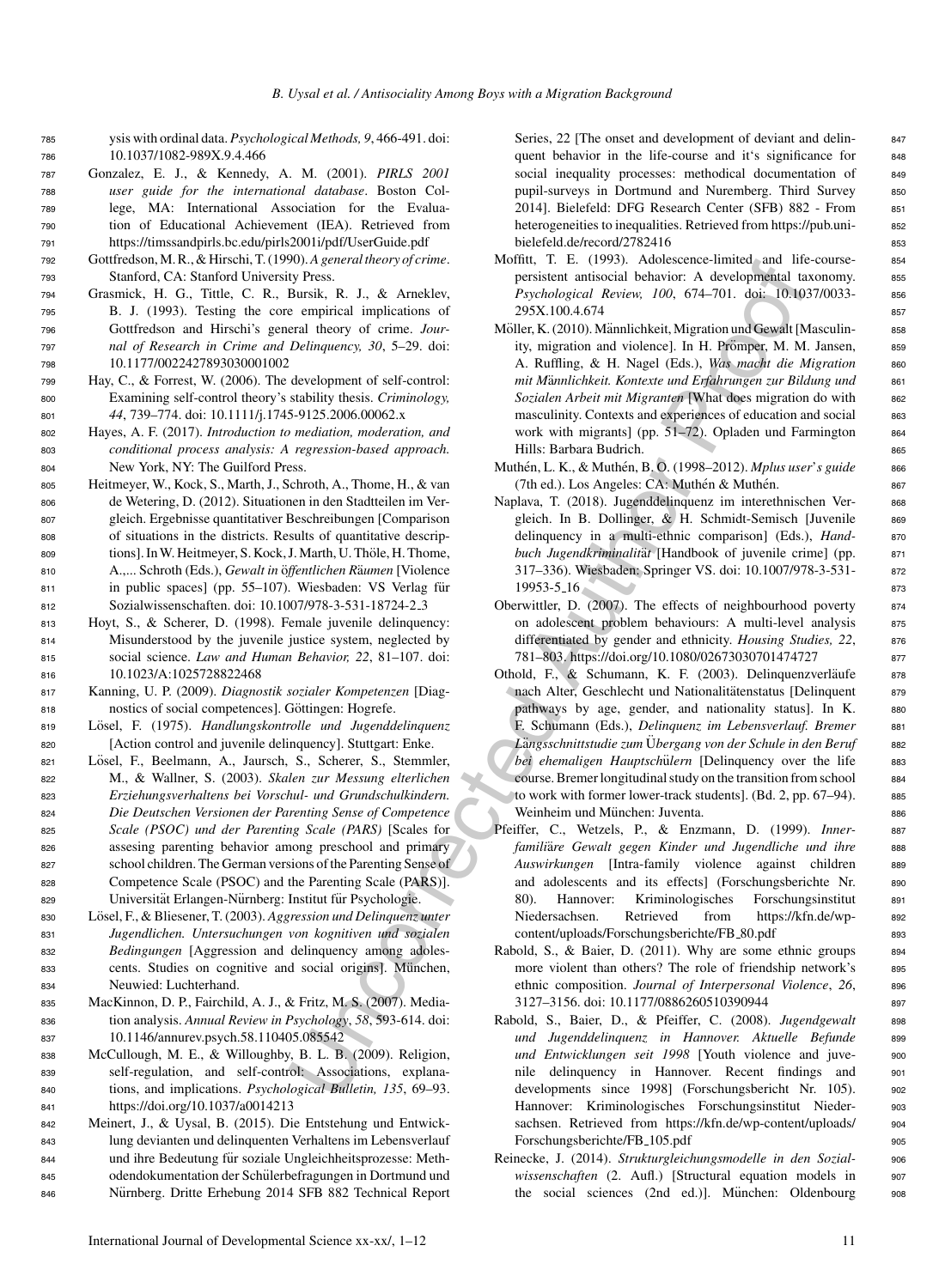ysis with ordinal data. *Psychological Methods, 9*, 466-491. doi: 10.1037/1082-989X.9.4.466

Gonzalez, E. J., & Kennedy, A. M. (2001). *PIRLS 2001 user guide for the international database*. Boston College, MA: International Association for the Evaluation of Educational Achievement (IEA). Retrieved from https://timssandpirls.bc.edu/pirls2001i/pdf/UserGuide.pdf

Gottfredson, M. R., & Hirschi, T. (1990). *A general theory of crime*. Stanford, CA: Stanford University Press.

Grasmick, H. G., Tittle, C. R., Bursik, R. J., & Arneklev, B. J. (1993). Testing the core empirical implications of Gottfredson and Hirschi's general theory of crime. *Journal of Research in Crime and Delinquency, 30*, 5–29. doi: 10.1177/0022427893030001002

Hay, C., & Forrest, W. (2006). The development of self-control: Examining self-control theory's stability thesis. *Criminology, 44*, 739–774. doi: 10.1111/j.1745-9125.2006.00062.x

Hayes, A. F. (2017). *Introduction to mediation, moderation, and conditional process analysis: A regression-based approach.* New York, NY: The Guilford Press.

Heitmeyer, W., Kock, S., Marth, J., Schroth, A., Thome, H., & van de Wetering, D. (2012). Situationen in den Stadtteilen im Vergleich. Ergebnisse quantitativer Beschreibungen [Comparison of situations in the districts. Results of quantitative descriptions]. In W. Heitmeyer, S. Kock, J. Marth, U. Thöle, H. Thome, A.,... Schroth (Eds.), *Gewalt in öffentlichen Räumen* [Violence in public spaces] (pp. 55–107). Wiesbaden: VS Verlag für Sozialwissenschaften. doi: 10.1007/978-3-531-18724-2_3

Hoyt, S., & Scherer, D. (1998). Female juvenile delinquency: Misunderstood by the juvenile justice system, neglected by social science. *Law and Human Behavior, 22*, 81–107. doi: 10.1023/A:1025728822468

Kanning, U. P. (2009). *Diagnostik sozialer Kompetenzen* [Diagnostics of social competences]. Göttingen: Hogrefe.

Lösel, F. (1975). *Handlungskontrolle und Jugenddelinquenz* [Action control and juvenile delinquency]. Stuttgart: Enke.

Lösel, F., Beelmann, A., Jaursch, S., Scherer, S., Stemmler, M., & Wallner, S. (2003). *Skalen zur Messung elterlichen Erziehungsverhaltens bei Vorschul- und Grundschulkindern. Die Deutschen Versionen der Parenting Sense of Competence Scale (PSOC) und der Parenting Scale (PARS)* [Scales for assesing parenting behavior among preschool and primary school children. The German versions of the Parenting Sense of Competence Scale (PSOC) and the Parenting Scale (PARS)]. Universität Erlangen-Nürnberg: Institut für Psychologie.

Lösel, F., & Bliesener, T. (2003). *Aggression und Delinquenz unter Jugendlichen. Untersuchungen von kognitiven und sozialen Bedingungen* [Aggression and delinquency among adolescents. Studies on cognitive and social origins]. München, Neuwied: Luchterhand.

MacKinnon, D. P., Fairchild, A. J., & Fritz, M. S. (2007). Mediation analysis. *Annual Review in Psychology*, *58*, 593-614. doi: 10.1146/annurev.psych.58.110405.085542

McCullough, M. E., & Willoughby, B. L. B. (2009). Religion, self-regulation, and self-control: Associations, explanations, and implications. *Psychological Bulletin, 135*, 69–93. https://doi.org/10.1037/a0014213

Meinert, J., & Uysal, B. (2015). Die Entstehung und Entwicklung devianten und delinquenten Verhaltens im Lebensverlauf und ihre Bedeutung für soziale Ungleichheitsprozesse: Methodendokumentation der Schülerbefragungen in Dortmund und Nürnberg. Dritte Erhebung 2014 SFB 882 Technical Report Series, 22 [The onset and development of deviant and delinquent behavior in the life-course and it's significance for social inequality processes: methodical documentation of pupil-surveys in Dortmund and Nuremberg. Third Survey 2014]. Bielefeld: DFG Research Center (SFB) 882 - From heterogeneities to inequalities. Retrieved from https://pub.uni-bielefeld.de/record/2782416

Moffitt, T. E. (1993). Adolescence-limited and life-course-persistent antisocial behavior: A developmental taxonomy. *Psychological Review, 100*, 674–701. doi: 10.1037/0033-295X.100.4.674

Möller, K. (2010). Männlichkeit, Migration und Gewalt [Masculinity, migration and violence]. In H. Prömper, M. M. Jansen, A. Ruffling, & H. Nagel (Eds.), *Was macht die Migration mit Männlichkeit. Kontexte und Erfahrungen zur Bildung und Sozialen Arbeit mit Migranten* [What does migration do with masculinity. Contexts and experiences of education and social work with migrants] (pp. 51–72). Opladen und Farmington Hills: Barbara Budrich.

Muthén, L. K., & Muthén, B. O. (1998–2012). *Mplus user's guide* (7th ed.). Los Angeles: CA: Muthén & Muthén.

Naplava, T. (2018). Jugenddelinquenz im interethnischen Vergleich. In B. Dollinger, & H. Schmidt-Semisch [Juvenile delinquency in a multi-ethnic comparison] (Eds.), *Handbuch Jugendkriminalität* [Handbook of juvenile crime] (pp. 317–336). Wiesbaden: Springer VS. doi: 10.1007/978-3-531-19953-5_16

Oberwittler, D. (2007). The effects of neighbourhood poverty on adolescent problem behaviours: A multi-level analysis differentiated by gender and ethnicity. *Housing Studies, 22*, 781–803. https://doi.org/10.1080/02673030701474727

Othold, F., & Schumann, K. F. (2003). Delinquenzverläufe nach Alter, Geschlecht und Nationalitätenstatus [Delinquent pathways by age, gender, and nationality status]. In K. F. Schumann (Eds.), *Delinquenz im Lebensverlauf. Bremer Längsschnittstudie zum Übergang von der Schule in den Beruf bei ehemaligen Hauptschülern* [Delinquency over the life course. Bremer longitudinal study on the transition from school to work with former lower-track students]. (Bd. 2, pp. 67–94). Weinheim und München: Juventa.

Pfeiffer, C., Wetzels, P., & Enzmann, D. (1999). *Innerfamiliäre Gewalt gegen Kinder und Jugendliche und ihre Auswirkungen* [Intra-family violence against children and adolescents and its effects] (Forschungsberichte Nr. 80). Hannover: Kriminologisches Forschungsinstitut Niedersachsen. Retrieved from https://kfn.de/wp-content/uploads/Forschungsberichte/FB_80.pdf

Rabold, S., & Baier, D. (2011). Why are some ethnic groups more violent than others? The role of friendship network's ethnic composition. *Journal of Interpersonal Violence*, *26*, 3127–3156. doi: 10.1177/0886260510390944

Rabold, S., Baier, D., & Pfeiffer, C. (2008). *Jugendgewalt und Jugenddelinquenz in Hannover. Aktuelle Befunde und Entwicklungen seit 1998* [Youth violence and juvenile delinquency in Hannover. Recent findings and developments since 1998] (Forschungsbericht Nr. 105). Hannover: Kriminologisches Forschungsinstitut Niedersachsen. Retrieved from https://kfn.de/wp-content/uploads/Forschungsberichte/FB_105.pdf

Reinecke, J. (2014). *Strukturgleichungsmodelle in den Sozialwissenschaften* (2. Aufl.) [Structural equation models in the social sciences (2nd ed.)]. München: Oldenbourg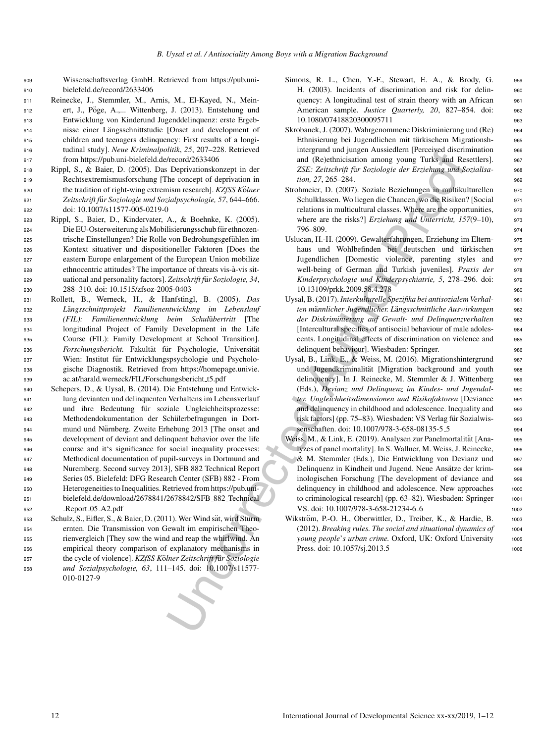Wissenschaftsverlag GmbH. Retrieved from https://pub.uni-bielefeld.de/record/2633406

Reinecke, J., Stemmler, M., Arnis, M., El-Kayed, N., Meinert, J., Pöge, A.,... Wittenberg, J. (2013). Entstehung und Entwicklung von Kinderund Jugenddelinquenz: erste Ergebnisse einer Längsschnittstudie [Onset and development of children and teenagers delinquency: First results of a longitudinal study]. *Neue Kriminalpolitik*, *25*, 207–228. Retrieved from https://pub.uni-bielefeld.de/record/2633406

Rippl, S., & Baier, D. (2005). Das Deprivationskonzept in der Rechtsextremismusforschung [The concept of deprivation in the tradition of right-wing extremism research]. *KZfSS Kölner Zeitschrift für Soziologie und Sozialpsychologie, 57*, 644–666. doi: 10.1007/s11577-005-0219-0

Rippl, S., Baier, D., Kindervater, A., & Boehnke, K. (2005). Die EU-Osterweiterung als Mobilisierungsschub für ethnozentrische Einstellungen? Die Rolle von Bedrohungsgefühlen im Kontext situativer und dispositioneller Faktoren [Does the eastern Europe enlargement of the European Union mobilize ethnocentric attitudes? The importance of threats vis-à-vis situational and personality factors]. *Zeitschrift für Soziologie, 34*, 288–310. doi: 10.1515/zfsoz-2005-0403

Rollett, B., Werneck, H., & Hanfstingl, B. (2005). *Das Längsschnittprojekt Familienentwicklung im Lebenslauf (FIL): Familienentwicklung beim Schulübertritt* [The longitudinal Project of Family Development in the Life Course (FIL): Family Development at School Transition]. *Forschungsbericht.* Fakultät für Psychologie, Universität Wien: Institut für Entwicklungspsychologie und Psychologische Diagnostik. Retrieved from https://homepage.univie.ac.at/harald.werneck/FIL/Forschungsbericht_t5.pdf

Schepers, D., & Uysal, B. (2014). Die Entstehung und Entwicklung devianten und delinquenten Verhaltens im Lebensverlauf und ihre Bedeutung für soziale Ungleichheitsprozesse: Methodendokumentation der Schülerbefragungen in Dortmund und Nürnberg. Zweite Erhebung 2013 [The onset and development of deviant and delinquent behavior over the life course and it's significance for social inequality processes: Methodical documentation of pupil-surveys in Dortmund and Nuremberg. Second survey 2013], SFB 882 Technical Report Series 05. Bielefeld: DFG Research Center (SFB) 882 - From Heterogeneities to Inequalities. Retrieved from https://pub.uni-bielefeld.de/download/2678841/2678842/SFB_882_Technical_Report_05_A2.pdf

Schulz, S., Eifler, S., & Baier, D. (2011). Wer Wind sät, wird Sturm ernten. Die Transmission von Gewalt im empirischen Theorienvergleich [They sow the wind and reap the whirlwind. An empirical theory comparison of explanatory mechanisms in the cycle of violence]. *KZfSS Kölner Zeitschrift für Soziologie und Sozialpsychologie, 63*, 111–145. doi: 10.1007/s11577-010-0127-9

Simons, R. L., Chen, Y.-F., Stewart, E. A., & Brody, G. H. (2003). Incidents of discrimination and risk for delinquency: A longitudinal test of strain theory with an African American sample. *Justice Quarterly, 20*, 827–854. doi: 10.1080/07418820300095711

Skrobanek, J. (2007). Wahrgenommene Diskriminierung und (Re) Ethnisierung bei Jugendlichen mit türkischem Migrationshintergrund und jungen Aussiedlern [Perceived discrimination and (Re)ethnicisation among young Turks and Resettlers]. *ZSE: Zeitschrift für Soziologie der Erziehung und Sozialisation, 27*, 265–284.

Strohmeier, D. (2007). Soziale Beziehungen in multikulturellen Schulklassen. Wo liegen die Chancen, wo die Risiken? [Social relations in multicultural classes. Where are the opportunities, where are the risks?] *Erziehung und Unterricht, 157*(9–10), 796–809.

Uslucan, H.-H. (2009). Gewalterfahrungen, Erziehung im Elternhaus und Wohlbefinden bei deutschen und türkischen Jugendlichen [Domestic violence, parenting styles and well-being of German and Turkish juveniles]. *Praxis der Kinderpsychologie und Kinderpsychiatrie, 5*, 278–296. doi: 10.13109/prkk.2009.58.4.278

Uysal, B. (2017). *Interkulturelle Spezifika bei antisozialem Verhalten männlicher Jugendlicher. Längsschnittliche Auswirkungen der Diskriminierung auf Gewalt- und Delinquenzverhalten* [Intercultural specifics of antisocial behaviour of male adolescents. Longitudinal effects of discrimination on violence and delinquent behaviour]. Wiesbaden: Springer.

Uysal, B., Link, E., & Weiss, M. (2016). Migrationshintergrund und Jugendkriminalität [Migration background and youth delinquency]. In J. Reinecke, M. Stemmler & J. Wittenberg (Eds.), *Devianz und Delinquenz im Kindes- und Jugendalter. Ungleichheitsdimensionen und Risikofaktoren* [Deviance and delinquency in childhood and adolescence. Inequality and risk factors] (pp. 75–83). Wiesbaden: VS Verlag für Sozialwissenschaften. doi: 10.1007/978-3-658-08135-5_5

Weiss, M., & Link, E. (2019). Analysen zur Panelmortalität [Analyzes of panel mortality]. In S. Wallner, M. Weiss, J. Reinecke, & M. Stemmler (Eds.), Die Entwicklung von Devianz und Delinquenz in Kindheit und Jugend. Neue Ansätze der kriminologischen Forschung [The development of deviance and delinquency in childhood and adolescence. New approaches to criminological research] (pp. 63–82). Wiesbaden: Springer VS. doi: 10.1007/978-3-658-21234-6_6

Wikström, P.-O. H., Oberwittler, D., Treiber, K., & Hardie, B. (2012). *Breaking rules. The social and situational dynamics of young people's urban crime.* Oxford, UK: Oxford University Press. doi: 10.1057/sj.2013.5